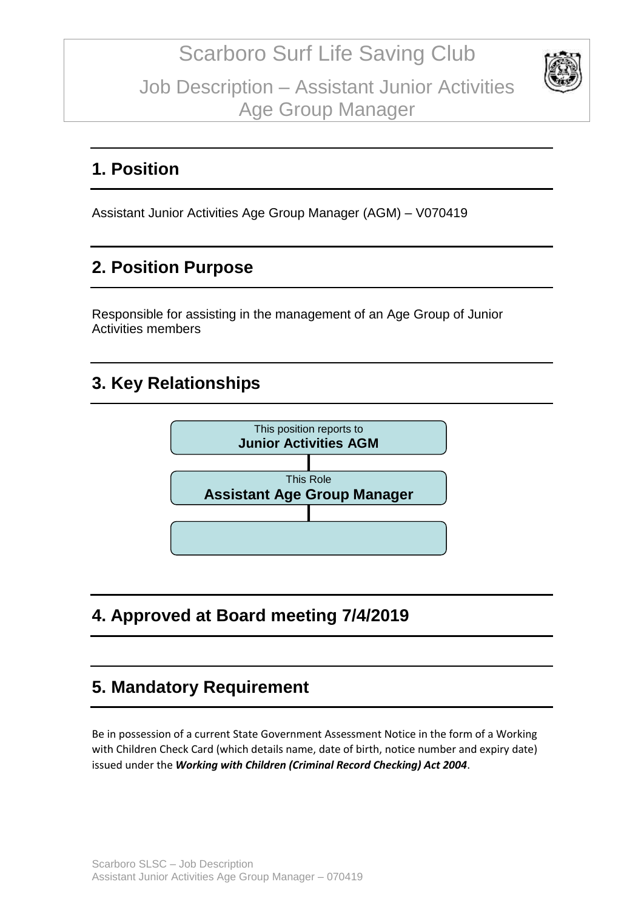# Scarboro Surf Life Saving Club

## Job Description – Assistant Junior Activities Age Group Manager

## 1. Position

Assistant Junior Activities Age Group Manager (AGM) – V070419

## 2. Position Purpose

Responsible for assisting in the management of an Age Group of Junior Activities members

## 3. Key Relationships

This position reports to
**Junior Activities AGM**

This Role
**Assistant Age Group Manager**

## 4. Approved at Board meeting 7/4/2019

## 5. Mandatory Requirement

Be in possession of a current State Government Assessment Notice in the form of a Working with Children Check Card (which details name, date of birth, notice number and expiry date) issued under the ***Working with Children (Criminal Record Checking) Act 2004***.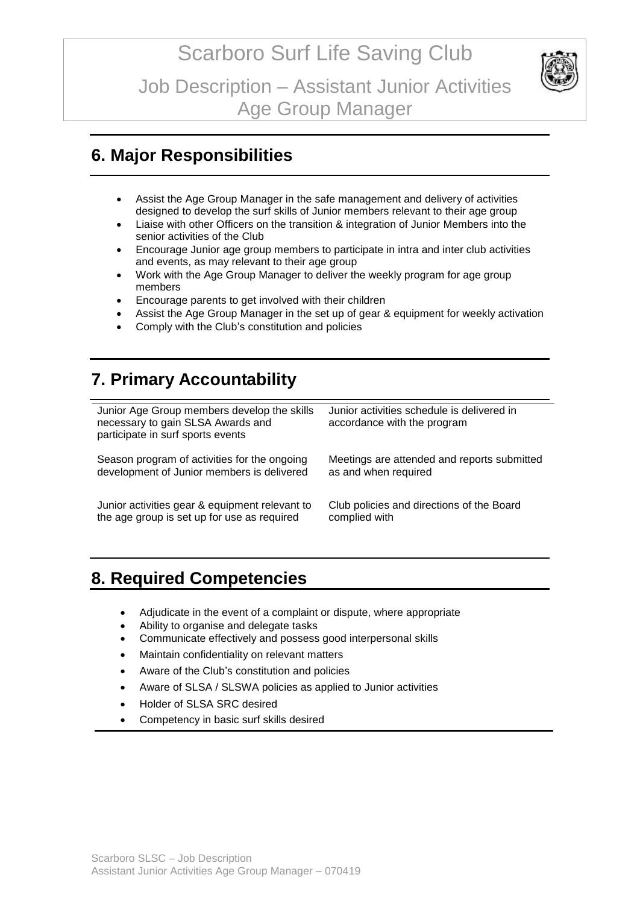# Scarboro Surf Life Saving Club

## Job Description – Assistant Junior Activities Age Group Manager

## 6. Major Responsibilities

- Assist the Age Group Manager in the safe management and delivery of activities designed to develop the surf skills of Junior members relevant to their age group
- Liaise with other Officers on the transition & integration of Junior Members into the senior activities of the Club
- Encourage Junior age group members to participate in intra and inter club activities and events, as may relevant to their age group
- Work with the Age Group Manager to deliver the weekly program for age group members
- Encourage parents to get involved with their children
- Assist the Age Group Manager in the set up of gear & equipment for weekly activation
- Comply with the Club's constitution and policies

## 7. Primary Accountability

| | |
|---|---|
| Junior Age Group members develop the skills necessary to gain SLSA Awards and participate in surf sports events | Junior activities schedule is delivered in accordance with the program |
| Season program of activities for the ongoing development of Junior members is delivered | Meetings are attended and reports submitted as and when required |
| Junior activities gear & equipment relevant to the age group is set up for use as required | Club policies and directions of the Board complied with |

## 8. Required Competencies

- Adjudicate in the event of a complaint or dispute, where appropriate
- Ability to organise and delegate tasks
- Communicate effectively and possess good interpersonal skills
- Maintain confidentiality on relevant matters
- Aware of the Club's constitution and policies
- Aware of SLSA / SLSWA policies as applied to Junior activities
- Holder of SLSA SRC desired
- Competency in basic surf skills desired